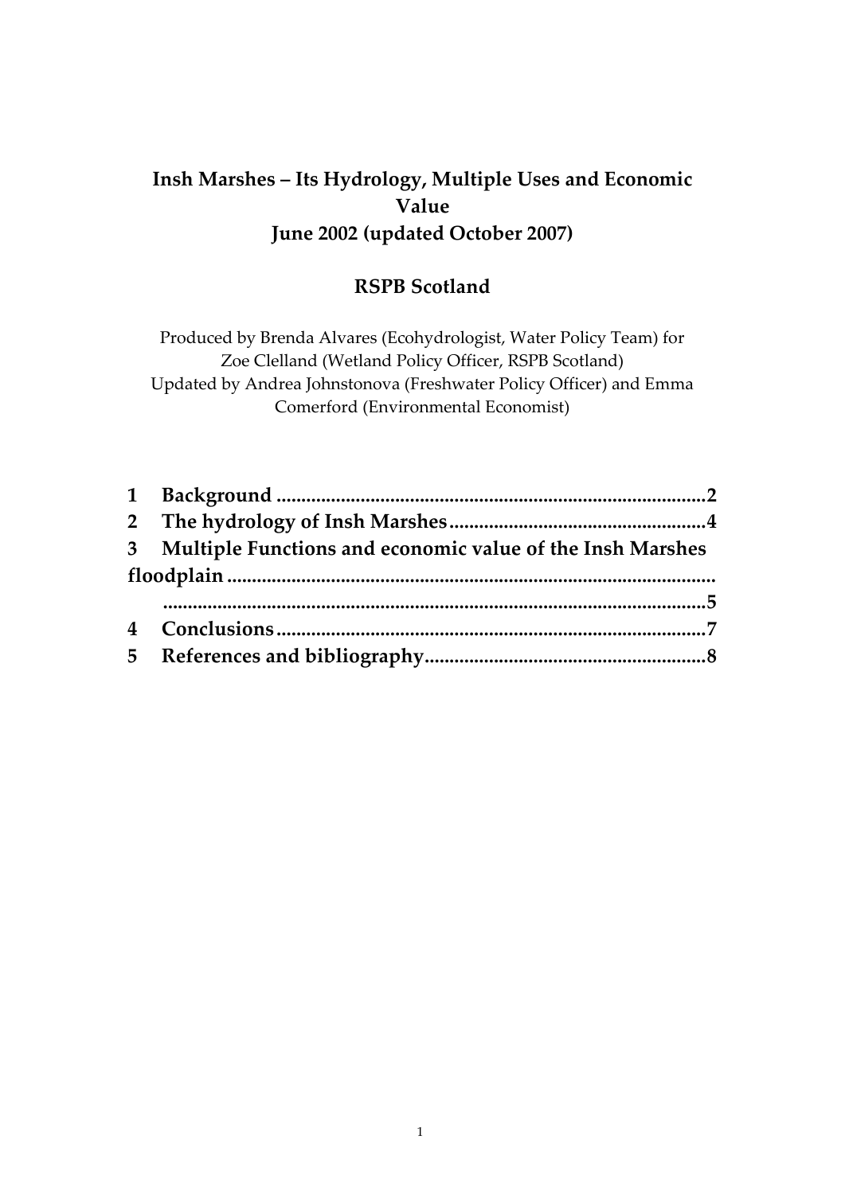# Insh Marshes – Its Hydrology, Multiple Uses and Economic Value

## June 2002 (updated October 2007)

## RSPB Scotland

Produced by Brenda Alvares (Ecohydrologist, Water Policy Team) for Zoe Clelland (Wetland Policy Officer, RSPB Scotland)
Updated by Andrea Johnstonova (Freshwater Policy Officer) and Emma Comerford (Environmental Economist)

**1 Background ........................................................................................2**
**2 The hydrology of Insh Marshes ...................................................4**
**3 Multiple Functions and economic value of the Insh Marshes floodplain .........................................................................................5**
**4 Conclusions .......................................................................................7**
**5 References and bibliography .........................................................8**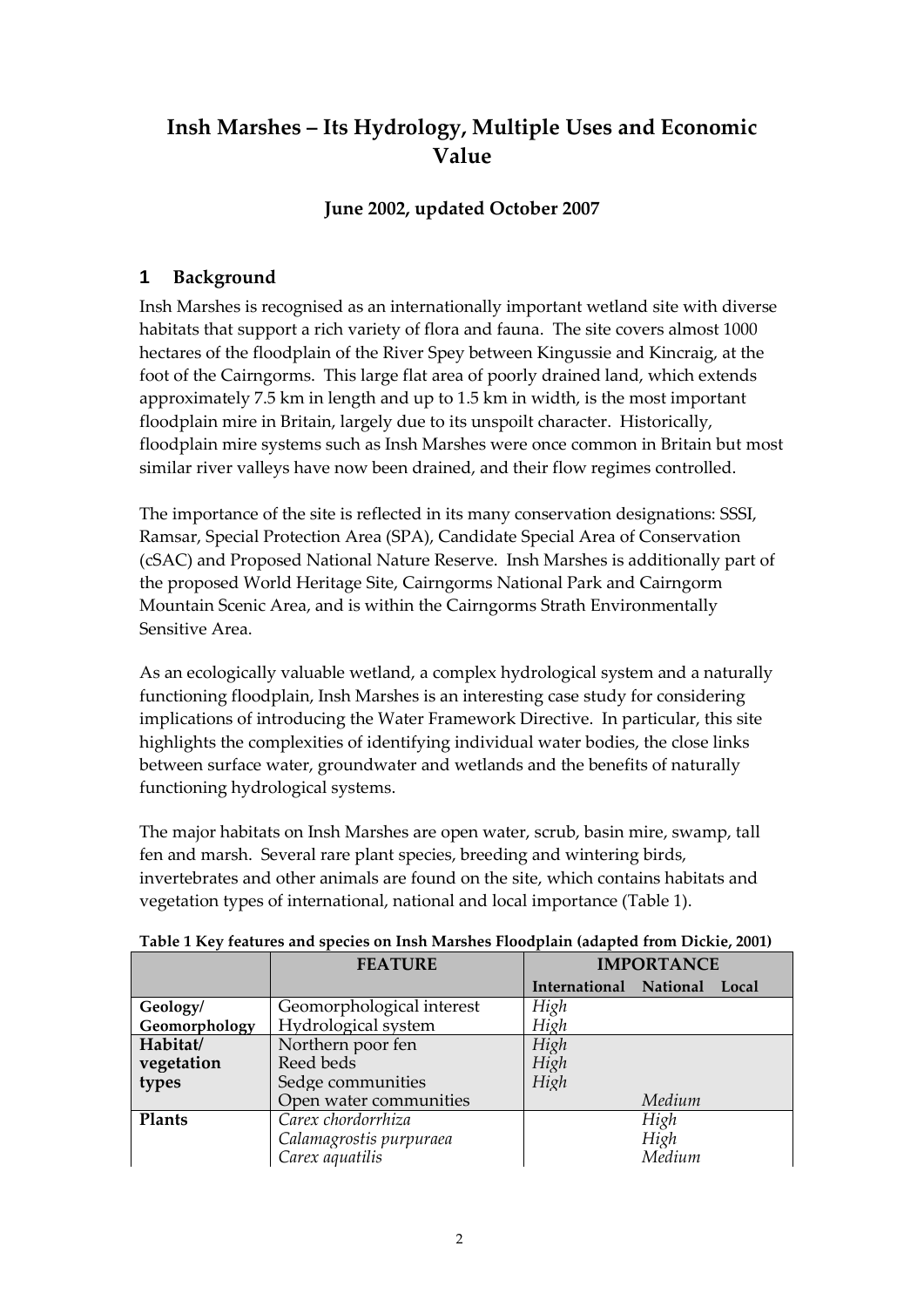# Insh Marshes – Its Hydrology, Multiple Uses and Economic Value

**June 2002, updated October 2007**

## 1 Background

Insh Marshes is recognised as an internationally important wetland site with diverse habitats that support a rich variety of flora and fauna. The site covers almost 1000 hectares of the floodplain of the River Spey between Kingussie and Kincraig, at the foot of the Cairngorms. This large flat area of poorly drained land, which extends approximately 7.5 km in length and up to 1.5 km in width, is the most important floodplain mire in Britain, largely due to its unspoilt character. Historically, floodplain mire systems such as Insh Marshes were once common in Britain but most similar river valleys have now been drained, and their flow regimes controlled.

The importance of the site is reflected in its many conservation designations: SSSI, Ramsar, Special Protection Area (SPA), Candidate Special Area of Conservation (cSAC) and Proposed National Nature Reserve. Insh Marshes is additionally part of the proposed World Heritage Site, Cairngorms National Park and Cairngorm Mountain Scenic Area, and is within the Cairngorms Strath Environmentally Sensitive Area.

As an ecologically valuable wetland, a complex hydrological system and a naturally functioning floodplain, Insh Marshes is an interesting case study for considering implications of introducing the Water Framework Directive. In particular, this site highlights the complexities of identifying individual water bodies, the close links between surface water, groundwater and wetlands and the benefits of naturally functioning hydrological systems.

The major habitats on Insh Marshes are open water, scrub, basin mire, swamp, tall fen and marsh. Several rare plant species, breeding and wintering birds, invertebrates and other animals are found on the site, which contains habitats and vegetation types of international, national and local importance (Table 1).

**Table 1 Key features and species on Insh Marshes Floodplain (adapted from Dickie, 2001)**

| | FEATURE | IMPORTANCE | | |
|---|---|---|---|---|
| | | **International** | **National** | **Local** |
| **Geology/ Geomorphology** | Geomorphological interest | *High* | | |
| | Hydrological system | *High* | | |
| **Habitat/ vegetation types** | Northern poor fen | *High* | | |
| | Reed beds | *High* | | |
| | Sedge communities | *High* | | |
| | Open water communities | | *Medium* | |
| **Plants** | *Carex chordorrhiza* | | *High* | |
| | *Calamagrostis purpuraea* | | *High* | |
| | *Carex aquatilis* | | *Medium* | |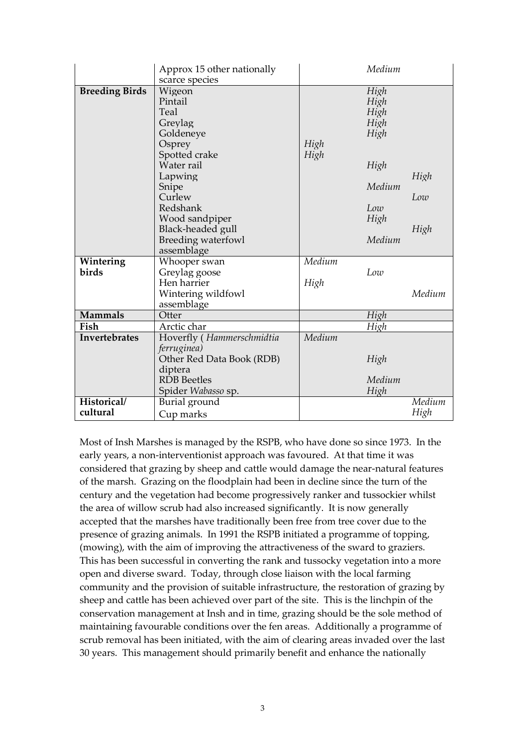| | | | | |
|---|---|---|---|---|
| | Approx 15 other nationally scarce species | | *Medium* | |
| **Breeding Birds** | Wigeon | | *High* | |
| | Pintail | | *High* | |
| | Teal | | *High* | |
| | Greylag | | *High* | |
| | Goldeneye | | *High* | |
| | Osprey | *High* | | |
| | Spotted crake | *High* | | |
| | Water rail | | *High* | |
| | Lapwing | | | *High* |
| | Snipe | | *Medium* | |
| | Curlew | | | *Low* |
| | Redshank | | *Low* | |
| | Wood sandpiper | | *High* | |
| | Black-headed gull | | | *High* |
| | Breeding waterfowl assemblage | | *Medium* | |
| **Wintering birds** | Whooper swan | *Medium* | | |
| | Greylag goose | | *Low* | |
| | Hen harrier | *High* | | |
| | Wintering wildfowl assemblage | | | *Medium* |
| **Mammals** | Otter | | *High* | |
| **Fish** | Arctic char | | *High* | |
| **Invertebrates** | Hoverfly ( *Hammerschmidtia ferruginea)* | *Medium* | | |
| | Other Red Data Book (RDB) diptera | | *High* | |
| | RDB Beetles | | *Medium* | |
| | Spider *Wabasso* sp. | | *High* | |
| **Historical/ cultural** | Burial ground | | | *Medium* |
| | Cup marks | | | *High* |

Most of Insh Marshes is managed by the RSPB, who have done so since 1973. In the early years, a non-interventionist approach was favoured. At that time it was considered that grazing by sheep and cattle would damage the near-natural features of the marsh. Grazing on the floodplain had been in decline since the turn of the century and the vegetation had become progressively ranker and tussockier whilst the area of willow scrub had also increased significantly. It is now generally accepted that the marshes have traditionally been free from tree cover due to the presence of grazing animals. In 1991 the RSPB initiated a programme of topping, (mowing), with the aim of improving the attractiveness of the sward to graziers. This has been successful in converting the rank and tussocky vegetation into a more open and diverse sward. Today, through close liaison with the local farming community and the provision of suitable infrastructure, the restoration of grazing by sheep and cattle has been achieved over part of the site. This is the linchpin of the conservation management at Insh and in time, grazing should be the sole method of maintaining favourable conditions over the fen areas. Additionally a programme of scrub removal has been initiated, with the aim of clearing areas invaded over the last 30 years. This management should primarily benefit and enhance the nationally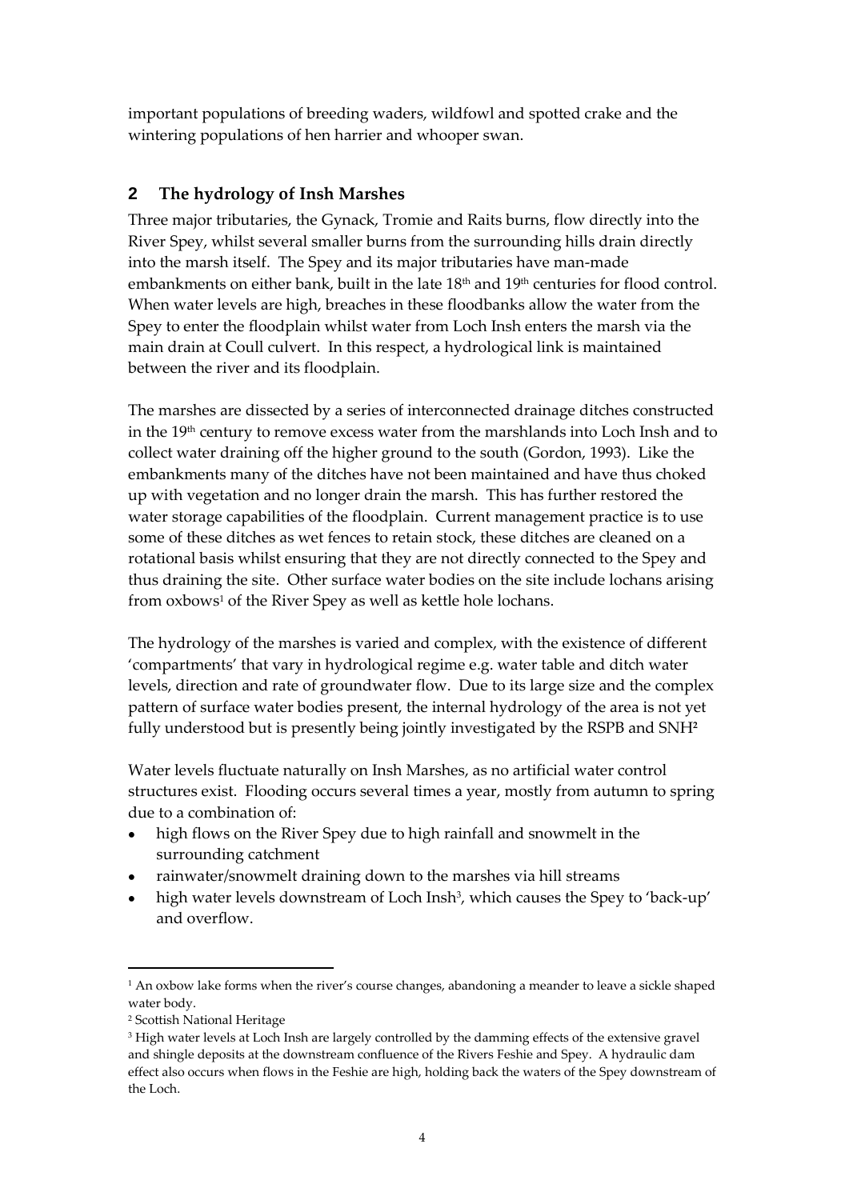important populations of breeding waders, wildfowl and spotted crake and the wintering populations of hen harrier and whooper swan.

## 2 The hydrology of Insh Marshes

Three major tributaries, the Gynack, Tromie and Raits burns, flow directly into the River Spey, whilst several smaller burns from the surrounding hills drain directly into the marsh itself. The Spey and its major tributaries have man-made embankments on either bank, built in the late 18th and 19th centuries for flood control. When water levels are high, breaches in these floodbanks allow the water from the Spey to enter the floodplain whilst water from Loch Insh enters the marsh via the main drain at Coull culvert. In this respect, a hydrological link is maintained between the river and its floodplain.

The marshes are dissected by a series of interconnected drainage ditches constructed in the 19th century to remove excess water from the marshlands into Loch Insh and to collect water draining off the higher ground to the south (Gordon, 1993). Like the embankments many of the ditches have not been maintained and have thus choked up with vegetation and no longer drain the marsh. This has further restored the water storage capabilities of the floodplain. Current management practice is to use some of these ditches as wet fences to retain stock, these ditches are cleaned on a rotational basis whilst ensuring that they are not directly connected to the Spey and thus draining the site. Other surface water bodies on the site include lochans arising from oxbows[1] of the River Spey as well as kettle hole lochans.

The hydrology of the marshes is varied and complex, with the existence of different 'compartments' that vary in hydrological regime e.g. water table and ditch water levels, direction and rate of groundwater flow. Due to its large size and the complex pattern of surface water bodies present, the internal hydrology of the area is not yet fully understood but is presently being jointly investigated by the RSPB and SNH[2]

Water levels fluctuate naturally on Insh Marshes, as no artificial water control structures exist. Flooding occurs several times a year, mostly from autumn to spring due to a combination of:

- high flows on the River Spey due to high rainfall and snowmelt in the surrounding catchment
- rainwater/snowmelt draining down to the marshes via hill streams
- high water levels downstream of Loch Insh[3], which causes the Spey to 'back-up' and overflow.

---

[1] An oxbow lake forms when the river's course changes, abandoning a meander to leave a sickle shaped water body.

[2] Scottish National Heritage

[3] High water levels at Loch Insh are largely controlled by the damming effects of the extensive gravel and shingle deposits at the downstream confluence of the Rivers Feshie and Spey. A hydraulic dam effect also occurs when flows in the Feshie are high, holding back the waters of the Spey downstream of the Loch.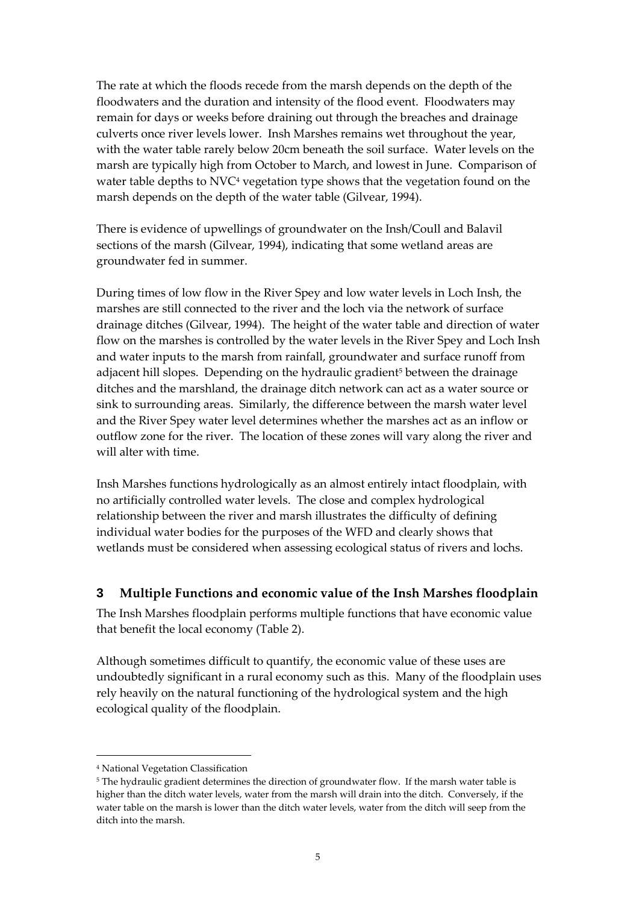The rate at which the floods recede from the marsh depends on the depth of the floodwaters and the duration and intensity of the flood event. Floodwaters may remain for days or weeks before draining out through the breaches and drainage culverts once river levels lower. Insh Marshes remains wet throughout the year, with the water table rarely below 20cm beneath the soil surface. Water levels on the marsh are typically high from October to March, and lowest in June. Comparison of water table depths to NVC[4] vegetation type shows that the vegetation found on the marsh depends on the depth of the water table (Gilvear, 1994).

There is evidence of upwellings of groundwater on the Insh/Coull and Balavil sections of the marsh (Gilvear, 1994), indicating that some wetland areas are groundwater fed in summer.

During times of low flow in the River Spey and low water levels in Loch Insh, the marshes are still connected to the river and the loch via the network of surface drainage ditches (Gilvear, 1994). The height of the water table and direction of water flow on the marshes is controlled by the water levels in the River Spey and Loch Insh and water inputs to the marsh from rainfall, groundwater and surface runoff from adjacent hill slopes. Depending on the hydraulic gradient[5] between the drainage ditches and the marshland, the drainage ditch network can act as a water source or sink to surrounding areas. Similarly, the difference between the marsh water level and the River Spey water level determines whether the marshes act as an inflow or outflow zone for the river. The location of these zones will vary along the river and will alter with time.

Insh Marshes functions hydrologically as an almost entirely intact floodplain, with no artificially controlled water levels. The close and complex hydrological relationship between the river and marsh illustrates the difficulty of defining individual water bodies for the purposes of the WFD and clearly shows that wetlands must be considered when assessing ecological status of rivers and lochs.

## 3 Multiple Functions and economic value of the Insh Marshes floodplain

The Insh Marshes floodplain performs multiple functions that have economic value that benefit the local economy (Table 2).

Although sometimes difficult to quantify, the economic value of these uses are undoubtedly significant in a rural economy such as this. Many of the floodplain uses rely heavily on the natural functioning of the hydrological system and the high ecological quality of the floodplain.

---

[4] National Vegetation Classification

[5] The hydraulic gradient determines the direction of groundwater flow. If the marsh water table is higher than the ditch water levels, water from the marsh will drain into the ditch. Conversely, if the water table on the marsh is lower than the ditch water levels, water from the ditch will seep from the ditch into the marsh.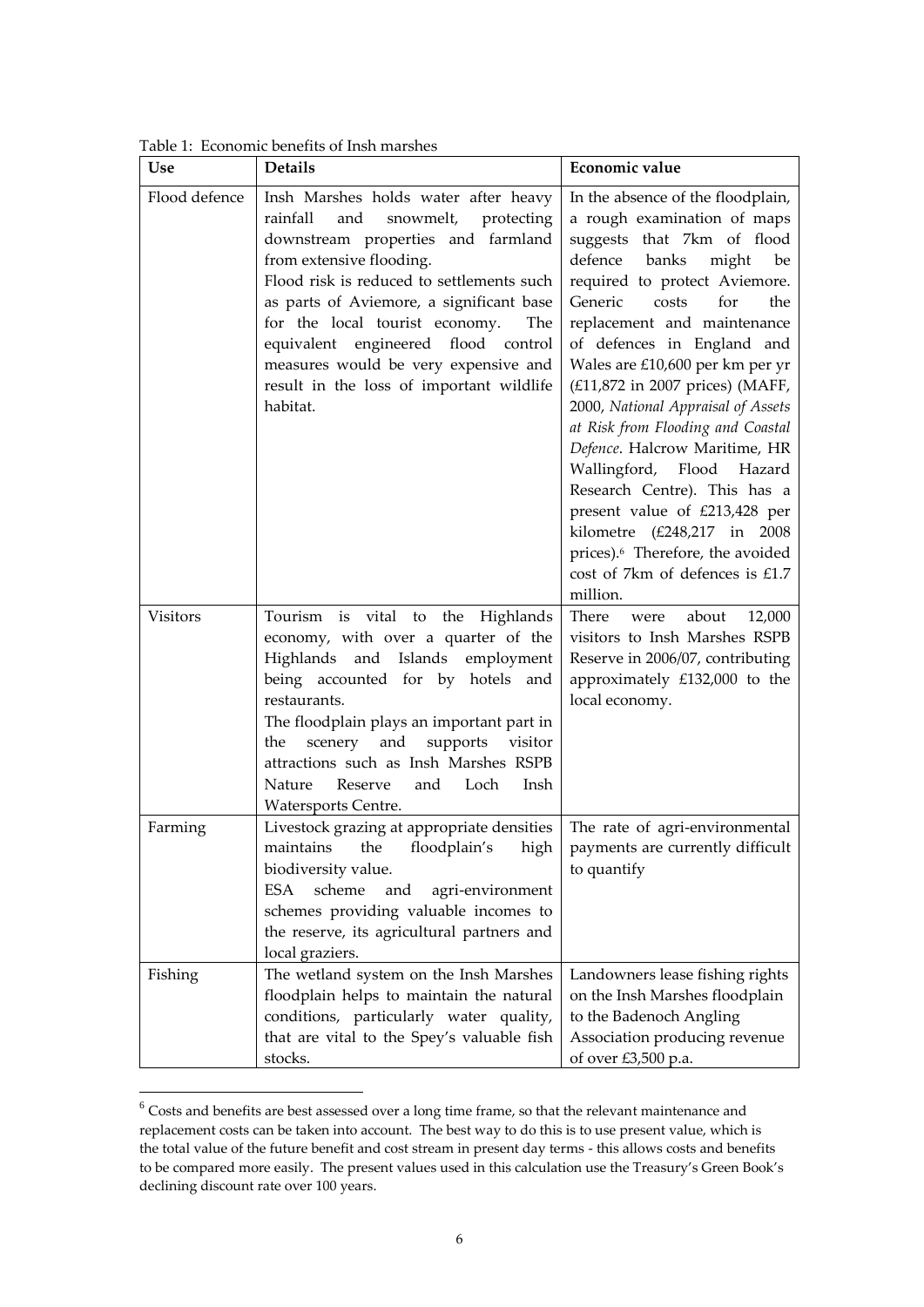Table 1: Economic benefits of Insh marshes

| Use | Details | Economic value |
|---|---|---|
| Flood defence | Insh Marshes holds water after heavy rainfall and snowmelt, protecting downstream properties and farmland from extensive flooding.<br>Flood risk is reduced to settlements such as parts of Aviemore, a significant base for the local tourist economy. The equivalent engineered flood control measures would be very expensive and result in the loss of important wildlife habitat. | In the absence of the floodplain, a rough examination of maps suggests that 7km of flood defence banks might be required to protect Aviemore. Generic costs for the replacement and maintenance of defences in England and Wales are £10,600 per km per yr (£11,872 in 2007 prices) (MAFF, 2000, *National Appraisal of Assets at Risk from Flooding and Coastal Defence*. Halcrow Maritime, HR Wallingford, Flood Hazard Research Centre). This has a present value of £213,428 per kilometre (£248,217 in 2008 prices).[6] Therefore, the avoided cost of 7km of defences is £1.7 million. |
| Visitors | Tourism is vital to the Highlands economy, with over a quarter of the Highlands and Islands employment being accounted for by hotels and restaurants.<br>The floodplain plays an important part in the scenery and supports visitor attractions such as Insh Marshes RSPB Nature Reserve and Loch Insh Watersports Centre. | There were about 12,000 visitors to Insh Marshes RSPB Reserve in 2006/07, contributing approximately £132,000 to the local economy. |
| Farming | Livestock grazing at appropriate densities maintains the floodplain's high biodiversity value.<br>ESA scheme and agri-environment schemes providing valuable incomes to the reserve, its agricultural partners and local graziers. | The rate of agri-environmental payments are currently difficult to quantify |
| Fishing | The wetland system on the Insh Marshes floodplain helps to maintain the natural conditions, particularly water quality, that are vital to the Spey's valuable fish stocks. | Landowners lease fishing rights on the Insh Marshes floodplain to the Badenoch Angling Association producing revenue of over £3,500 p.a. |

[6] Costs and benefits are best assessed over a long time frame, so that the relevant maintenance and replacement costs can be taken into account. The best way to do this is to use present value, which is the total value of the future benefit and cost stream in present day terms - this allows costs and benefits to be compared more easily. The present values used in this calculation use the Treasury's Green Book's declining discount rate over 100 years.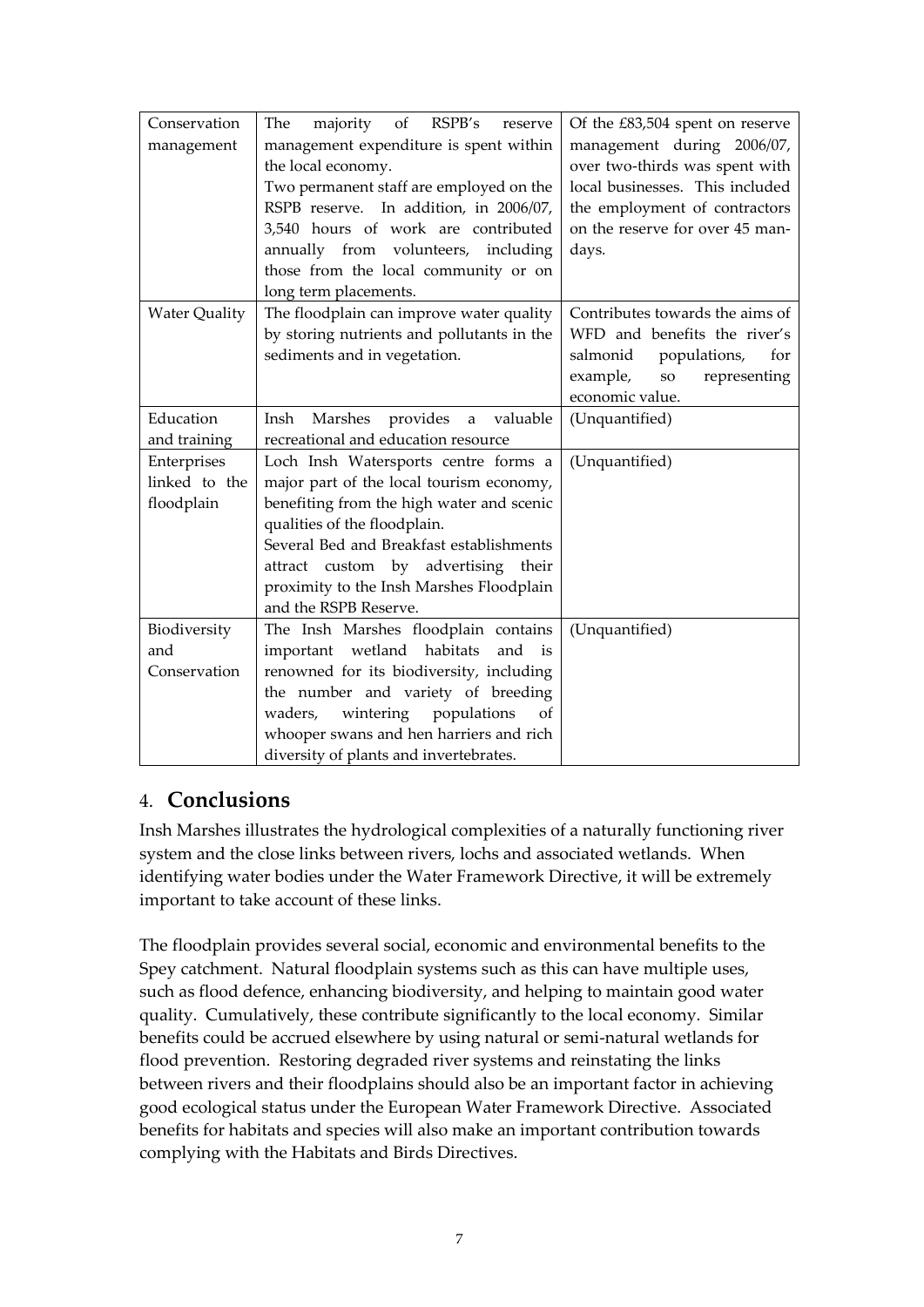| Conservation management | The majority of RSPB's reserve management expenditure is spent within the local economy. Two permanent staff are employed on the RSPB reserve. In addition, in 2006/07, 3,540 hours of work are contributed annually from volunteers, including those from the local community or on long term placements. | Of the £83,504 spent on reserve management during 2006/07, over two-thirds was spent with local businesses. This included the employment of contractors on the reserve for over 45 man-days. |
|---|---|---|
| Water Quality | The floodplain can improve water quality by storing nutrients and pollutants in the sediments and in vegetation. | Contributes towards the aims of WFD and benefits the river's salmonid populations, for example, so representing economic value. |
| Education and training | Insh Marshes provides a valuable recreational and education resource | (Unquantified) |
| Enterprises linked to the floodplain | Loch Insh Watersports centre forms a major part of the local tourism economy, benefiting from the high water and scenic qualities of the floodplain. Several Bed and Breakfast establishments attract custom by advertising their proximity to the Insh Marshes Floodplain and the RSPB Reserve. | (Unquantified) |
| Biodiversity and Conservation | The Insh Marshes floodplain contains important wetland habitats and is renowned for its biodiversity, including the number and variety of breeding waders, wintering populations of whooper swans and hen harriers and rich diversity of plants and invertebrates. | (Unquantified) |

## 4. Conclusions

Insh Marshes illustrates the hydrological complexities of a naturally functioning river system and the close links between rivers, lochs and associated wetlands. When identifying water bodies under the Water Framework Directive, it will be extremely important to take account of these links.

The floodplain provides several social, economic and environmental benefits to the Spey catchment. Natural floodplain systems such as this can have multiple uses, such as flood defence, enhancing biodiversity, and helping to maintain good water quality. Cumulatively, these contribute significantly to the local economy. Similar benefits could be accrued elsewhere by using natural or semi-natural wetlands for flood prevention. Restoring degraded river systems and reinstating the links between rivers and their floodplains should also be an important factor in achieving good ecological status under the European Water Framework Directive. Associated benefits for habitats and species will also make an important contribution towards complying with the Habitats and Birds Directives.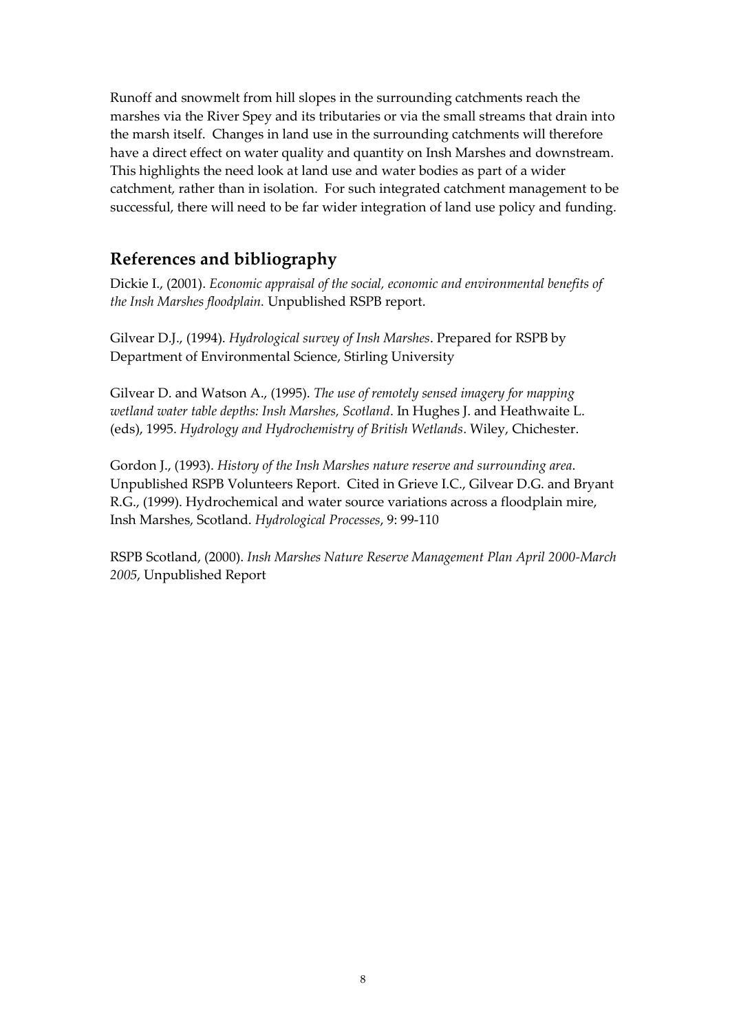Runoff and snowmelt from hill slopes in the surrounding catchments reach the marshes via the River Spey and its tributaries or via the small streams that drain into the marsh itself. Changes in land use in the surrounding catchments will therefore have a direct effect on water quality and quantity on Insh Marshes and downstream. This highlights the need look at land use and water bodies as part of a wider catchment, rather than in isolation. For such integrated catchment management to be successful, there will need to be far wider integration of land use policy and funding.

## References and bibliography

Dickie I., (2001). *Economic appraisal of the social, economic and environmental benefits of the Insh Marshes floodplain.* Unpublished RSPB report.

Gilvear D.J., (1994). *Hydrological survey of Insh Marshes*. Prepared for RSPB by Department of Environmental Science, Stirling University

Gilvear D. and Watson A., (1995). *The use of remotely sensed imagery for mapping wetland water table depths: Insh Marshes, Scotland*. In Hughes J. and Heathwaite L. (eds), 1995. *Hydrology and Hydrochemistry of British Wetlands*. Wiley, Chichester.

Gordon J., (1993). *History of the Insh Marshes nature reserve and surrounding area*. Unpublished RSPB Volunteers Report. Cited in Grieve I.C., Gilvear D.G. and Bryant R.G., (1999). Hydrochemical and water source variations across a floodplain mire, Insh Marshes, Scotland. *Hydrological Processes*, 9: 99-110

RSPB Scotland, (2000). *Insh Marshes Nature Reserve Management Plan April 2000-March 2005*, Unpublished Report